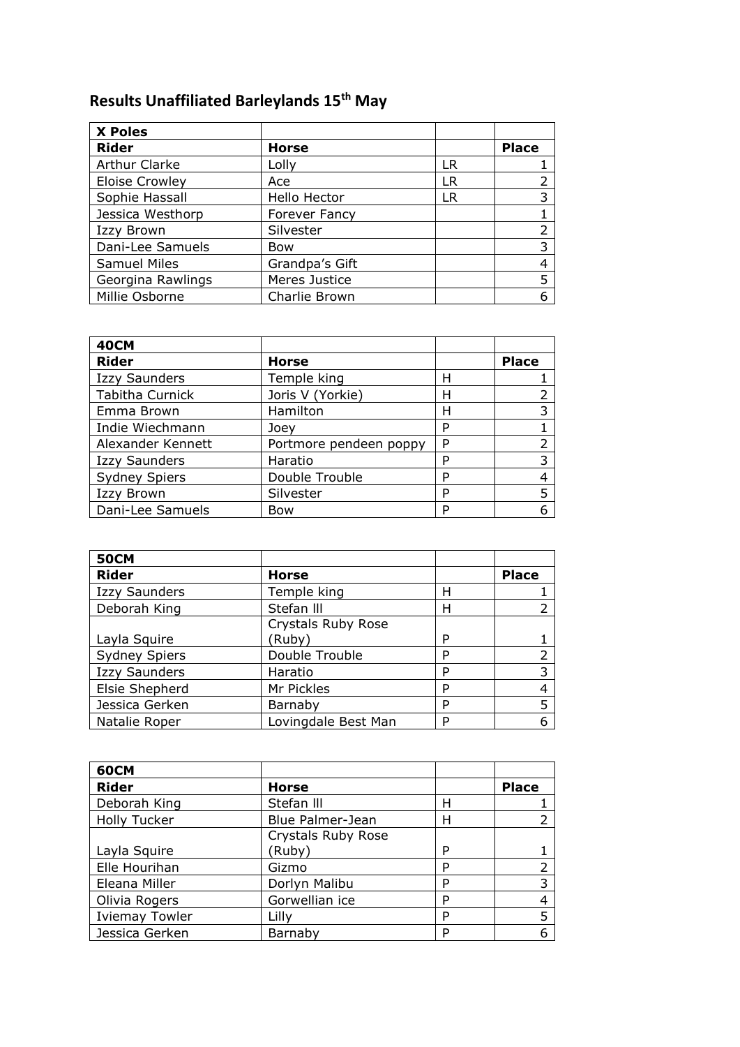# Results Unaffiliated Barleylands 15th May

| **X Poles** | | | |
|---|---|---|---|
| **Rider** | **Horse** | | **Place** |
| Arthur Clarke | Lolly | LR | 1 |
| Eloise Crowley | Ace | LR | 2 |
| Sophie Hassall | Hello Hector | LR | 3 |
| Jessica Westhorp | Forever Fancy | | 1 |
| Izzy Brown | Silvester | | 2 |
| Dani-Lee Samuels | Bow | | 3 |
| Samuel Miles | Grandpa's Gift | | 4 |
| Georgina Rawlings | Meres Justice | | 5 |
| Millie Osborne | Charlie Brown | | 6 |

| **40CM** | | | |
|---|---|---|---|
| **Rider** | **Horse** | | **Place** |
| Izzy Saunders | Temple king | H | 1 |
| Tabitha Curnick | Joris V (Yorkie) | H | 2 |
| Emma Brown | Hamilton | H | 3 |
| Indie Wiechmann | Joey | P | 1 |
| Alexander Kennett | Portmore pendeen poppy | P | 2 |
| Izzy Saunders | Haratio | P | 3 |
| Sydney Spiers | Double Trouble | P | 4 |
| Izzy Brown | Silvester | P | 5 |
| Dani-Lee Samuels | Bow | P | 6 |

| **50CM** | | | |
|---|---|---|---|
| **Rider** | **Horse** | | **Place** |
| Izzy Saunders | Temple king | H | 1 |
| Deborah King | Stefan lll | H | 2 |
| Layla Squire | Crystals Ruby Rose (Ruby) | P | 1 |
| Sydney Spiers | Double Trouble | P | 2 |
| Izzy Saunders | Haratio | P | 3 |
| Elsie Shepherd | Mr Pickles | P | 4 |
| Jessica Gerken | Barnaby | P | 5 |
| Natalie Roper | Lovingdale Best Man | P | 6 |

| **60CM** | | | |
|---|---|---|---|
| **Rider** | **Horse** | | **Place** |
| Deborah King | Stefan lll | H | 1 |
| Holly Tucker | Blue Palmer-Jean | H | 2 |
| Layla Squire | Crystals Ruby Rose (Ruby) | P | 1 |
| Elle Hourihan | Gizmo | P | 2 |
| Eleana Miller | Dorlyn Malibu | P | 3 |
| Olivia Rogers | Gorwellian ice | P | 4 |
| Iviemay Towler | Lilly | P | 5 |
| Jessica Gerken | Barnaby | P | 6 |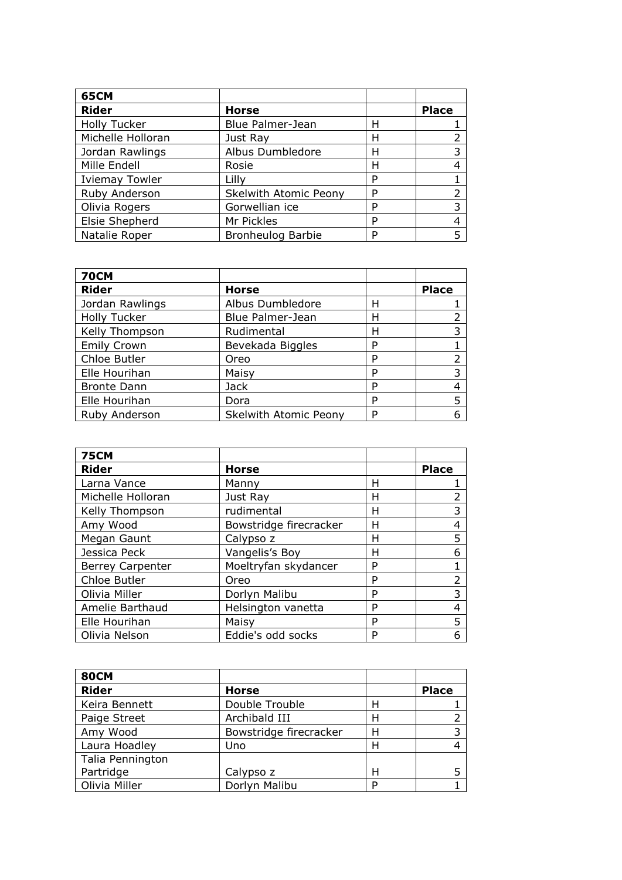| 65CM | | | |
|---|---|---|---|
| **Rider** | **Horse** | | **Place** |
| Holly Tucker | Blue Palmer-Jean | H | 1 |
| Michelle Holloran | Just Ray | H | 2 |
| Jordan Rawlings | Albus Dumbledore | H | 3 |
| Mille Endell | Rosie | H | 4 |
| Iviemay Towler | Lilly | P | 1 |
| Ruby Anderson | Skelwith Atomic Peony | P | 2 |
| Olivia Rogers | Gorwellian ice | P | 3 |
| Elsie Shepherd | Mr Pickles | P | 4 |
| Natalie Roper | Bronheulog Barbie | P | 5 |

| 70CM | | | |
|---|---|---|---|
| **Rider** | **Horse** | | **Place** |
| Jordan Rawlings | Albus Dumbledore | H | 1 |
| Holly Tucker | Blue Palmer-Jean | H | 2 |
| Kelly Thompson | Rudimental | H | 3 |
| Emily Crown | Bevekada Biggles | P | 1 |
| Chloe Butler | Oreo | P | 2 |
| Elle Hourihan | Maisy | P | 3 |
| Bronte Dann | Jack | P | 4 |
| Elle Hourihan | Dora | P | 5 |
| Ruby Anderson | Skelwith Atomic Peony | P | 6 |

| 75CM | | | |
|---|---|---|---|
| **Rider** | **Horse** | | **Place** |
| Larna Vance | Manny | H | 1 |
| Michelle Holloran | Just Ray | H | 2 |
| Kelly Thompson | rudimental | H | 3 |
| Amy Wood | Bowstridge firecracker | H | 4 |
| Megan Gaunt | Calypso z | H | 5 |
| Jessica Peck | Vangelis's Boy | H | 6 |
| Berrey Carpenter | Moeltryfan skydancer | P | 1 |
| Chloe Butler | Oreo | P | 2 |
| Olivia Miller | Dorlyn Malibu | P | 3 |
| Amelie Barthaud | Helsington vanetta | P | 4 |
| Elle Hourihan | Maisy | P | 5 |
| Olivia Nelson | Eddie's odd socks | P | 6 |

| 80CM | | | |
|---|---|---|---|
| **Rider** | **Horse** | | **Place** |
| Keira Bennett | Double Trouble | H | 1 |
| Paige Street | Archibald III | H | 2 |
| Amy Wood | Bowstridge firecracker | H | 3 |
| Laura Hoadley | Uno | H | 4 |
| Talia Pennington Partridge | Calypso z | H | 5 |
| Olivia Miller | Dorlyn Malibu | P | 1 |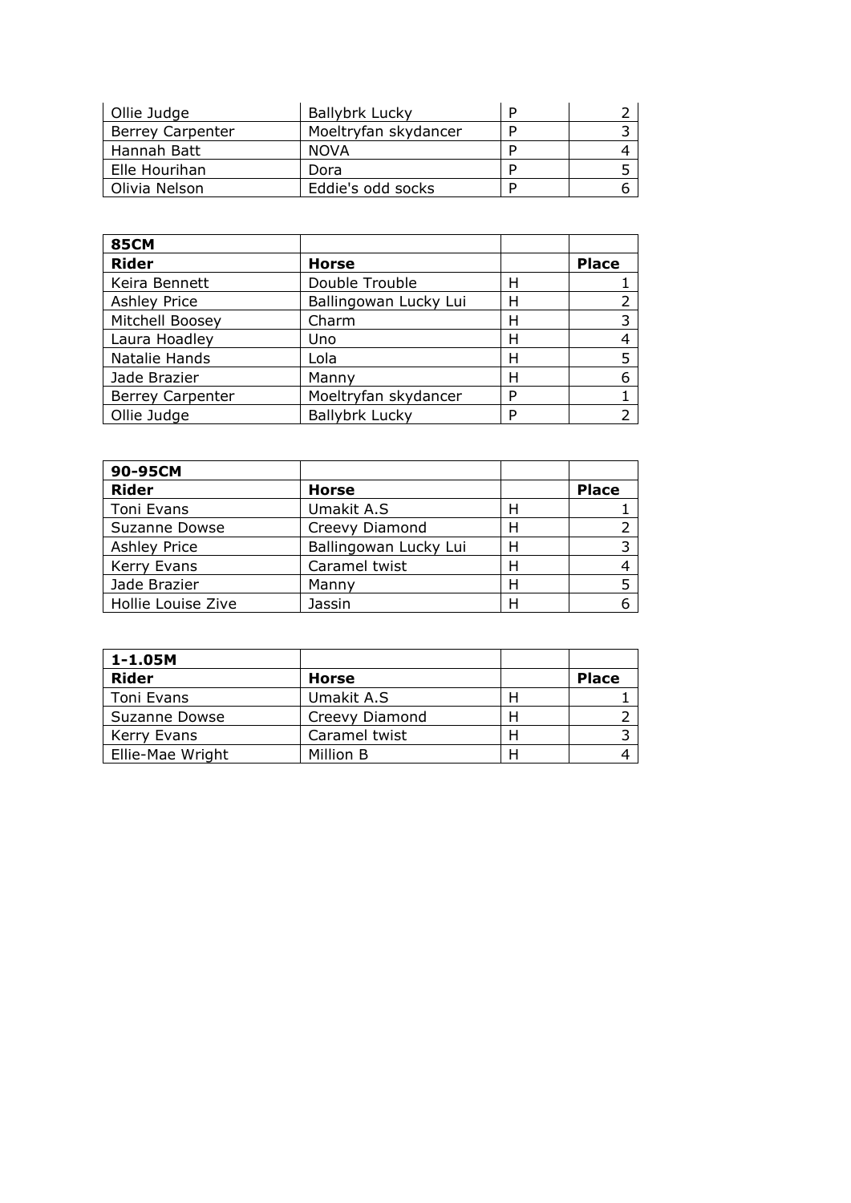| | | | |
|---|---|---|---|
| Ollie Judge | Ballybrk Lucky | P | 2 |
| Berrey Carpenter | Moeltryfan skydancer | P | 3 |
| Hannah Batt | NOVA | P | 4 |
| Elle Hourihan | Dora | P | 5 |
| Olivia Nelson | Eddie's odd socks | P | 6 |

| **85CM** | | | |
|---|---|---|---|
| **Rider** | **Horse** | | **Place** |
| Keira Bennett | Double Trouble | H | 1 |
| Ashley Price | Ballingowan Lucky Lui | H | 2 |
| Mitchell Boosey | Charm | H | 3 |
| Laura Hoadley | Uno | H | 4 |
| Natalie Hands | Lola | H | 5 |
| Jade Brazier | Manny | H | 6 |
| Berrey Carpenter | Moeltryfan skydancer | P | 1 |
| Ollie Judge | Ballybrk Lucky | P | 2 |

| **90-95CM** | | | |
|---|---|---|---|
| **Rider** | **Horse** | | **Place** |
| Toni Evans | Umakit A.S | H | 1 |
| Suzanne Dowse | Creevy Diamond | H | 2 |
| Ashley Price | Ballingowan Lucky Lui | H | 3 |
| Kerry Evans | Caramel twist | H | 4 |
| Jade Brazier | Manny | H | 5 |
| Hollie Louise Zive | Jassin | H | 6 |

| **1-1.05M** | | | |
|---|---|---|---|
| **Rider** | **Horse** | | **Place** |
| Toni Evans | Umakit A.S | H | 1 |
| Suzanne Dowse | Creevy Diamond | H | 2 |
| Kerry Evans | Caramel twist | H | 3 |
| Ellie-Mae Wright | Million B | H | 4 |